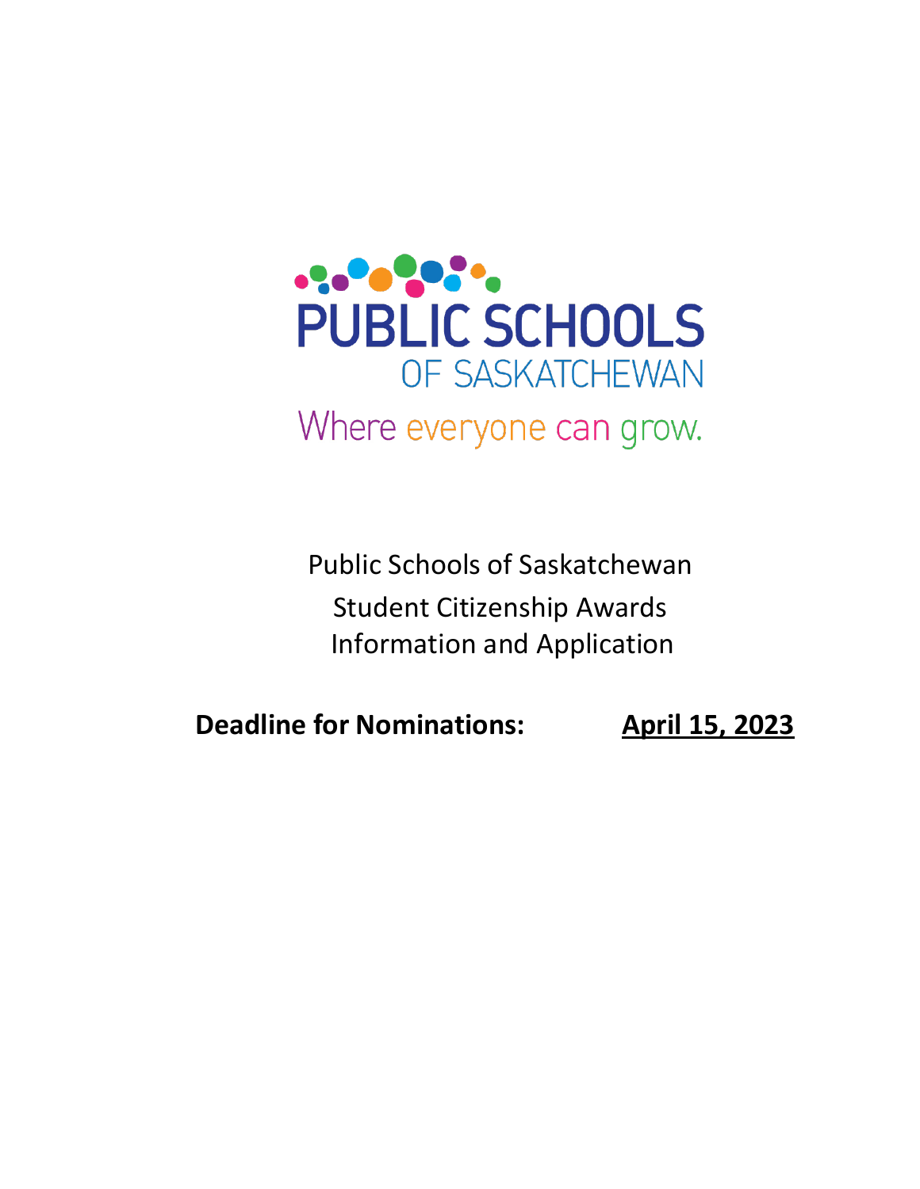PUBLIC SCHOOLS OF SASKATCHEWAN

Where everyone can grow.

# Public Schools of Saskatchewan Student Citizenship Awards Information and Application

**Deadline for Nominations:** **<u>April 15, 2023</u>**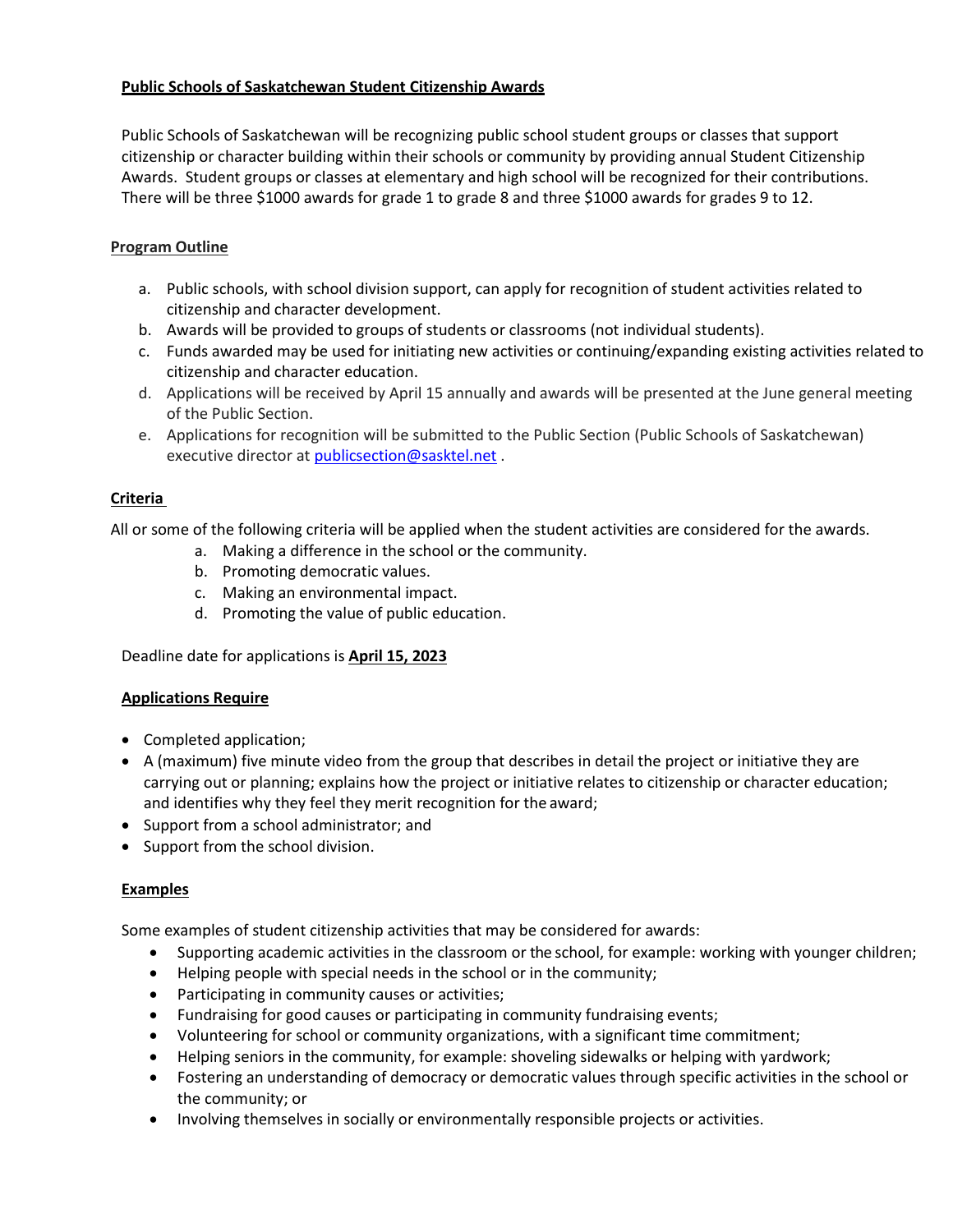## Public Schools of Saskatchewan Student Citizenship Awards

Public Schools of Saskatchewan will be recognizing public school student groups or classes that support citizenship or character building within their schools or community by providing annual Student Citizenship Awards. Student groups or classes at elementary and high school will be recognized for their contributions. There will be three $1000 awards for grade 1 to grade 8 and three $1000 awards for grades 9 to 12.

### Program Outline

a. Public schools, with school division support, can apply for recognition of student activities related to citizenship and character development.
b. Awards will be provided to groups of students or classrooms (not individual students).
c. Funds awarded may be used for initiating new activities or continuing/expanding existing activities related to citizenship and character education.
d. Applications will be received by April 15 annually and awards will be presented at the June general meeting of the Public Section.
e. Applications for recognition will be submitted to the Public Section (Public Schools of Saskatchewan) executive director at publicsection@sasktel.net .

### Criteria

All or some of the following criteria will be applied when the student activities are considered for the awards.

a. Making a difference in the school or the community.
b. Promoting democratic values.
c. Making an environmental impact.
d. Promoting the value of public education.

Deadline date for applications is **April 15, 2023**

### Applications Require

- Completed application;
- A (maximum) five minute video from the group that describes in detail the project or initiative they are carrying out or planning; explains how the project or initiative relates to citizenship or character education; and identifies why they feel they merit recognition for the award;
- Support from a school administrator; and
- Support from the school division.

### Examples

Some examples of student citizenship activities that may be considered for awards:

- Supporting academic activities in the classroom or the school, for example: working with younger children;
- Helping people with special needs in the school or in the community;
- Participating in community causes or activities;
- Fundraising for good causes or participating in community fundraising events;
- Volunteering for school or community organizations, with a significant time commitment;
- Helping seniors in the community, for example: shoveling sidewalks or helping with yardwork;
- Fostering an understanding of democracy or democratic values through specific activities in the school or the community; or
- Involving themselves in socially or environmentally responsible projects or activities.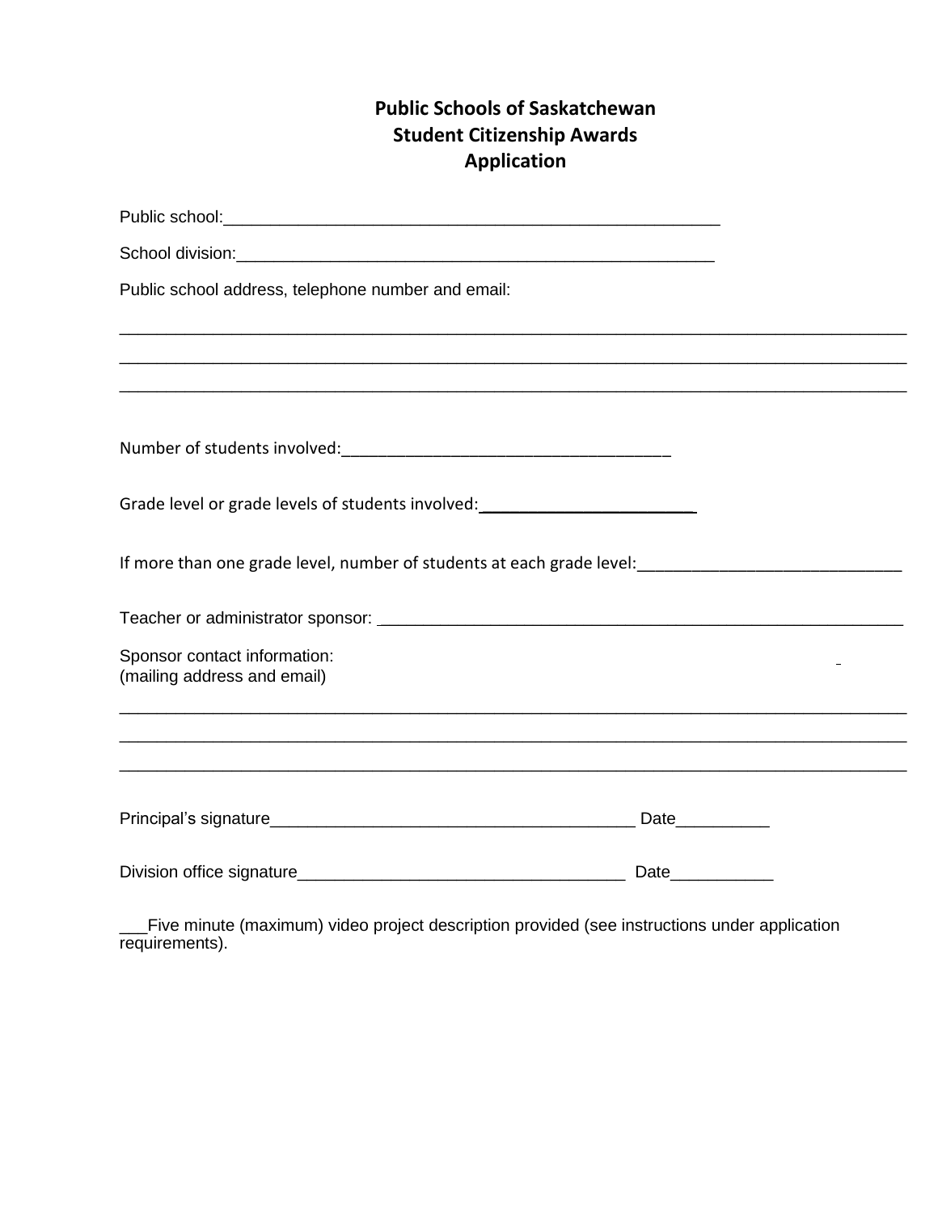# Public Schools of Saskatchewan
# Student Citizenship Awards
# Application

Public school:_____________________________________________________

School division:___________________________________________________

Public school address, telephone number and email:

_____________________________________________________________________________________

_____________________________________________________________________________________

_____________________________________________________________________________________

Number of students involved:____________________________________

Grade level or grade levels of students involved:________________________

If more than one grade level, number of students at each grade level:_____________________________

Teacher or administrator sponsor: __________________________________________________________

Sponsor contact information:
(mailing address and email)

_____________________________________________________________________________________

_____________________________________________________________________________________

_____________________________________________________________________________________

Principal's signature_______________________________________ Date__________

Division office signature__________________________________ Date___________

___Five minute (maximum) video project description provided (see instructions under application requirements).